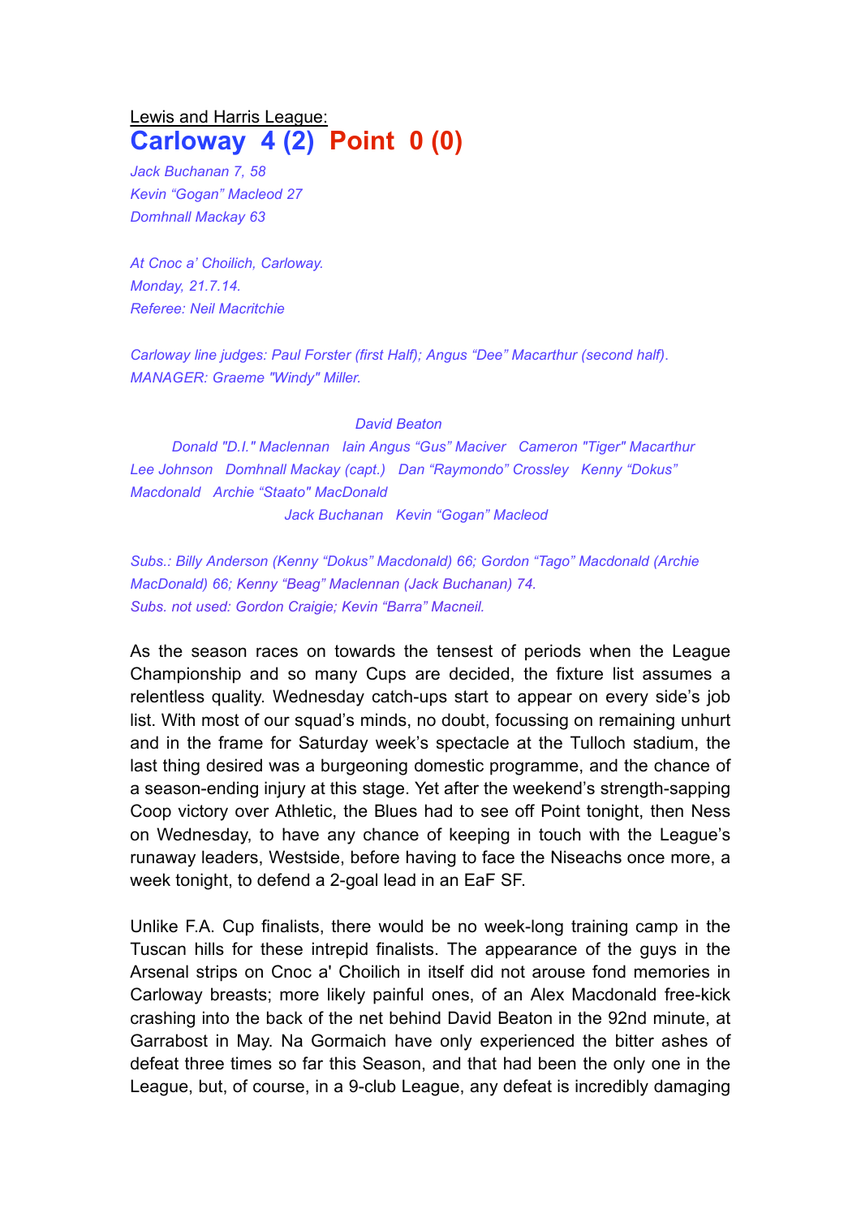Lewis and Harris League:

# Carloway 4 (2) Point 0 (0)

*Jack Buchanan 7, 58*
*Kevin "Gogan" Macleod 27*
*Domhnall Mackay 63*

*At Cnoc a' Choilich, Carloway.*
*Monday, 21.7.14.*
*Referee: Neil Macritchie*

*Carloway line judges: Paul Forster (first Half); Angus "Dee" Macarthur (second half).*
*MANAGER: Graeme "Windy" Miller.*

*David Beaton*
*Donald "D.I." Maclennan Iain Angus "Gus" Maciver Cameron "Tiger" Macarthur*
*Lee Johnson Domhnall Mackay (capt.) Dan "Raymondo" Crossley Kenny "Dokus" Macdonald Archie "Staato" MacDonald*
*Jack Buchanan Kevin "Gogan" Macleod*

*Subs.: Billy Anderson (Kenny "Dokus" Macdonald) 66; Gordon "Tago" Macdonald (Archie MacDonald) 66; Kenny "Beag" Maclennan (Jack Buchanan) 74.*
*Subs. not used: Gordon Craigie; Kevin "Barra" Macneil.*

As the season races on towards the tensest of periods when the League Championship and so many Cups are decided, the fixture list assumes a relentless quality. Wednesday catch-ups start to appear on every side's job list. With most of our squad's minds, no doubt, focussing on remaining unhurt and in the frame for Saturday week's spectacle at the Tulloch stadium, the last thing desired was a burgeoning domestic programme, and the chance of a season-ending injury at this stage. Yet after the weekend's strength-sapping Coop victory over Athletic, the Blues had to see off Point tonight, then Ness on Wednesday, to have any chance of keeping in touch with the League's runaway leaders, Westside, before having to face the Niseachs once more, a week tonight, to defend a 2-goal lead in an EaF SF.

Unlike F.A. Cup finalists, there would be no week-long training camp in the Tuscan hills for these intrepid finalists. The appearance of the guys in the Arsenal strips on Cnoc a' Choilich in itself did not arouse fond memories in Carloway breasts; more likely painful ones, of an Alex Macdonald free-kick crashing into the back of the net behind David Beaton in the 92nd minute, at Garrabost in May. Na Gormaich have only experienced the bitter ashes of defeat three times so far this Season, and that had been the only one in the League, but, of course, in a 9-club League, any defeat is incredibly damaging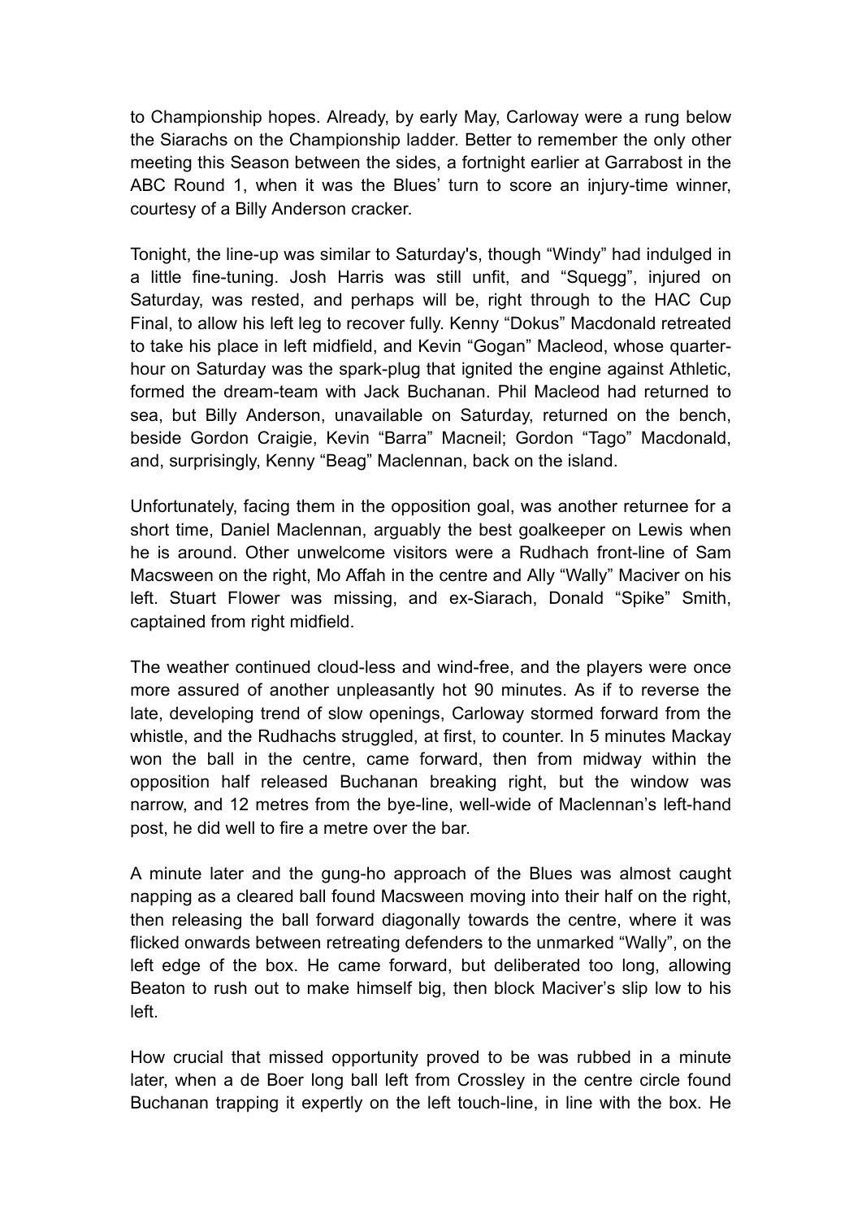to Championship hopes. Already, by early May, Carloway were a rung below the Siarachs on the Championship ladder. Better to remember the only other meeting this Season between the sides, a fortnight earlier at Garrabost in the ABC Round 1, when it was the Blues' turn to score an injury-time winner, courtesy of a Billy Anderson cracker.

Tonight, the line-up was similar to Saturday's, though "Windy" had indulged in a little fine-tuning. Josh Harris was still unfit, and "Squegg", injured on Saturday, was rested, and perhaps will be, right through to the HAC Cup Final, to allow his left leg to recover fully. Kenny "Dokus" Macdonald retreated to take his place in left midfield, and Kevin "Gogan" Macleod, whose quarter-hour on Saturday was the spark-plug that ignited the engine against Athletic, formed the dream-team with Jack Buchanan. Phil Macleod had returned to sea, but Billy Anderson, unavailable on Saturday, returned on the bench, beside Gordon Craigie, Kevin "Barra" Macneil; Gordon "Tago" Macdonald, and, surprisingly, Kenny "Beag" Maclennan, back on the island.

Unfortunately, facing them in the opposition goal, was another returnee for a short time, Daniel Maclennan, arguably the best goalkeeper on Lewis when he is around. Other unwelcome visitors were a Rudhach front-line of Sam Macsween on the right, Mo Affah in the centre and Ally "Wally" Maciver on his left. Stuart Flower was missing, and ex-Siarach, Donald "Spike" Smith, captained from right midfield.

The weather continued cloud-less and wind-free, and the players were once more assured of another unpleasantly hot 90 minutes. As if to reverse the late, developing trend of slow openings, Carloway stormed forward from the whistle, and the Rudhachs struggled, at first, to counter. In 5 minutes Mackay won the ball in the centre, came forward, then from midway within the opposition half released Buchanan breaking right, but the window was narrow, and 12 metres from the bye-line, well-wide of Maclennan's left-hand post, he did well to fire a metre over the bar.

A minute later and the gung-ho approach of the Blues was almost caught napping as a cleared ball found Macsween moving into their half on the right, then releasing the ball forward diagonally towards the centre, where it was flicked onwards between retreating defenders to the unmarked "Wally", on the left edge of the box. He came forward, but deliberated too long, allowing Beaton to rush out to make himself big, then block Maciver's slip low to his left.

How crucial that missed opportunity proved to be was rubbed in a minute later, when a de Boer long ball left from Crossley in the centre circle found Buchanan trapping it expertly on the left touch-line, in line with the box. He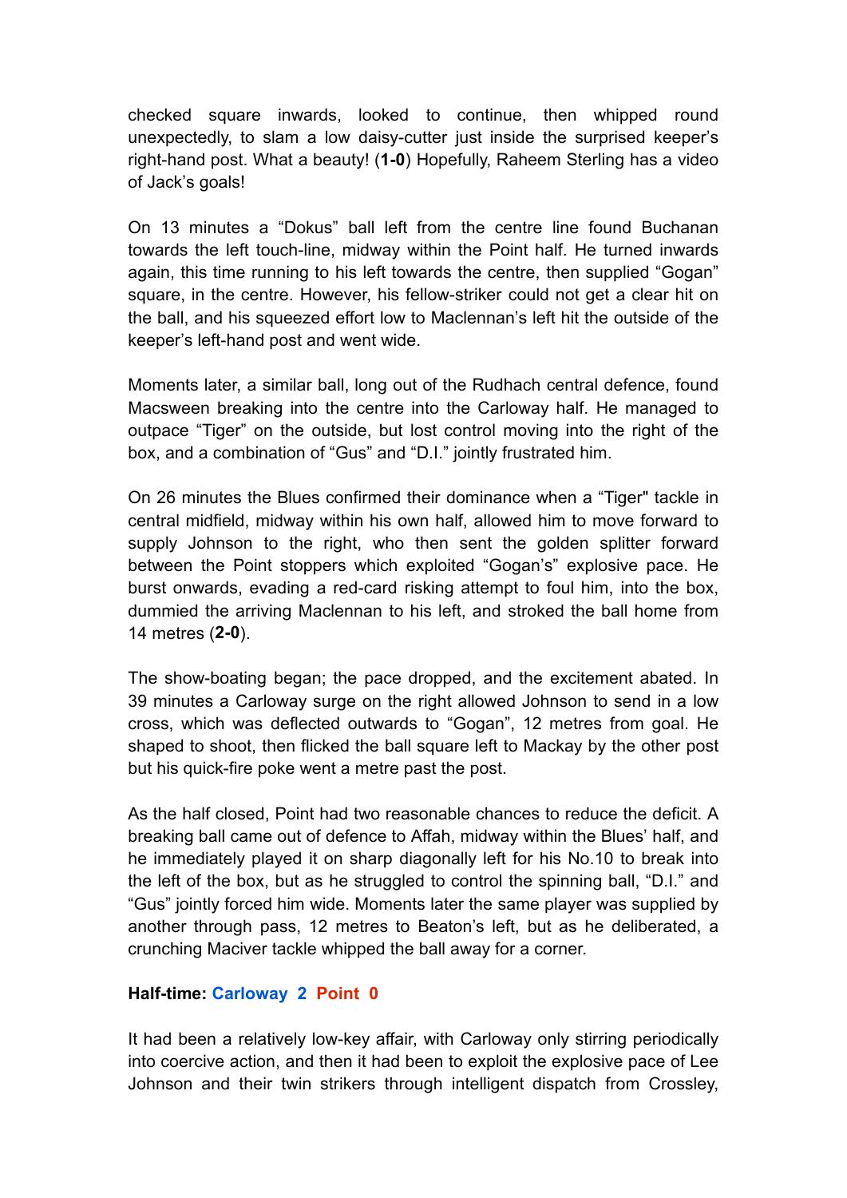checked square inwards, looked to continue, then whipped round unexpectedly, to slam a low daisy-cutter just inside the surprised keeper's right-hand post. What a beauty! (**1-0**) Hopefully, Raheem Sterling has a video of Jack's goals!

On 13 minutes a "Dokus" ball left from the centre line found Buchanan towards the left touch-line, midway within the Point half. He turned inwards again, this time running to his left towards the centre, then supplied "Gogan" square, in the centre. However, his fellow-striker could not get a clear hit on the ball, and his squeezed effort low to Maclennan's left hit the outside of the keeper's left-hand post and went wide.

Moments later, a similar ball, long out of the Rudhach central defence, found Macsween breaking into the centre into the Carloway half. He managed to outpace "Tiger" on the outside, but lost control moving into the right of the box, and a combination of "Gus" and "D.I." jointly frustrated him.

On 26 minutes the Blues confirmed their dominance when a "Tiger" tackle in central midfield, midway within his own half, allowed him to move forward to supply Johnson to the right, who then sent the golden splitter forward between the Point stoppers which exploited "Gogan's" explosive pace. He burst onwards, evading a red-card risking attempt to foul him, into the box, dummied the arriving Maclennan to his left, and stroked the ball home from 14 metres (**2-0**).

The show-boating began; the pace dropped, and the excitement abated. In 39 minutes a Carloway surge on the right allowed Johnson to send in a low cross, which was deflected outwards to "Gogan", 12 metres from goal. He shaped to shoot, then flicked the ball square left to Mackay by the other post but his quick-fire poke went a metre past the post.

As the half closed, Point had two reasonable chances to reduce the deficit. A breaking ball came out of defence to Affah, midway within the Blues' half, and he immediately played it on sharp diagonally left for his No.10 to break into the left of the box, but as he struggled to control the spinning ball, "D.I." and "Gus" jointly forced him wide. Moments later the same player was supplied by another through pass, 12 metres to Beaton's left, but as he deliberated, a crunching Maciver tackle whipped the ball away for a corner.

**Half-time: Carloway 2 Point 0**

It had been a relatively low-key affair, with Carloway only stirring periodically into coercive action, and then it had been to exploit the explosive pace of Lee Johnson and their twin strikers through intelligent dispatch from Crossley,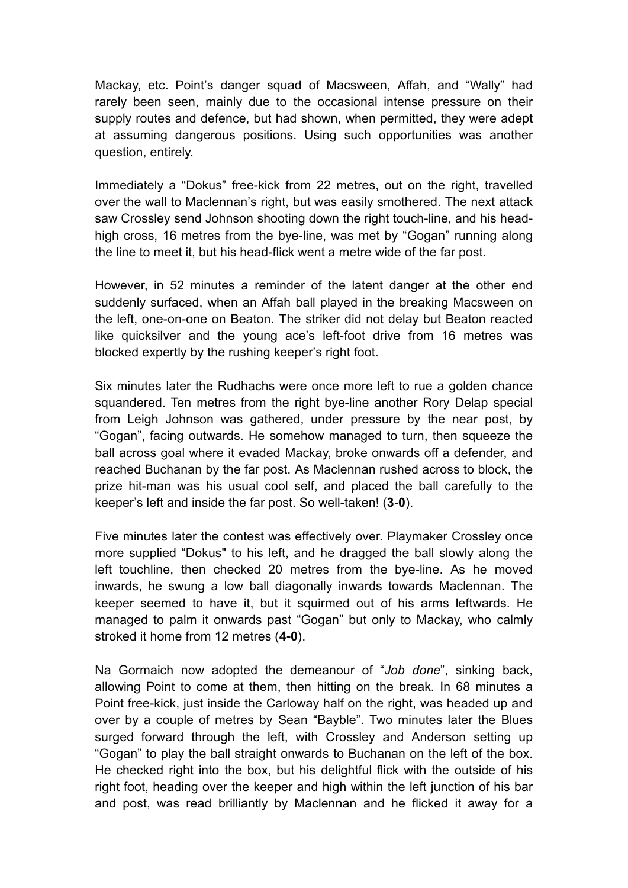Mackay, etc. Point's danger squad of Macsween, Affah, and "Wally" had rarely been seen, mainly due to the occasional intense pressure on their supply routes and defence, but had shown, when permitted, they were adept at assuming dangerous positions. Using such opportunities was another question, entirely.

Immediately a "Dokus" free-kick from 22 metres, out on the right, travelled over the wall to Maclennan's right, but was easily smothered. The next attack saw Crossley send Johnson shooting down the right touch-line, and his head-high cross, 16 metres from the bye-line, was met by "Gogan" running along the line to meet it, but his head-flick went a metre wide of the far post.

However, in 52 minutes a reminder of the latent danger at the other end suddenly surfaced, when an Affah ball played in the breaking Macsween on the left, one-on-one on Beaton. The striker did not delay but Beaton reacted like quicksilver and the young ace's left-foot drive from 16 metres was blocked expertly by the rushing keeper's right foot.

Six minutes later the Rudhachs were once more left to rue a golden chance squandered. Ten metres from the right bye-line another Rory Delap special from Leigh Johnson was gathered, under pressure by the near post, by "Gogan", facing outwards. He somehow managed to turn, then squeeze the ball across goal where it evaded Mackay, broke onwards off a defender, and reached Buchanan by the far post. As Maclennan rushed across to block, the prize hit-man was his usual cool self, and placed the ball carefully to the keeper's left and inside the far post. So well-taken! (**3-0**).

Five minutes later the contest was effectively over. Playmaker Crossley once more supplied "Dokus" to his left, and he dragged the ball slowly along the left touchline, then checked 20 metres from the bye-line. As he moved inwards, he swung a low ball diagonally inwards towards Maclennan. The keeper seemed to have it, but it squirmed out of his arms leftwards. He managed to palm it onwards past "Gogan" but only to Mackay, who calmly stroked it home from 12 metres (**4-0**).

Na Gormaich now adopted the demeanour of "*Job done*", sinking back, allowing Point to come at them, then hitting on the break. In 68 minutes a Point free-kick, just inside the Carloway half on the right, was headed up and over by a couple of metres by Sean "Bayble". Two minutes later the Blues surged forward through the left, with Crossley and Anderson setting up "Gogan" to play the ball straight onwards to Buchanan on the left of the box. He checked right into the box, but his delightful flick with the outside of his right foot, heading over the keeper and high within the left junction of his bar and post, was read brilliantly by Maclennan and he flicked it away for a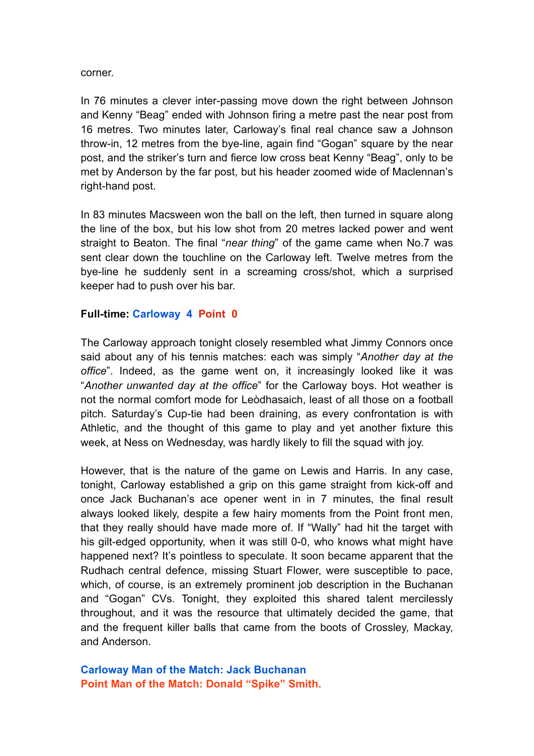corner.

In 76 minutes a clever inter-passing move down the right between Johnson and Kenny "Beag" ended with Johnson firing a metre past the near post from 16 metres. Two minutes later, Carloway's final real chance saw a Johnson throw-in, 12 metres from the bye-line, again find "Gogan" square by the near post, and the striker's turn and fierce low cross beat Kenny "Beag", only to be met by Anderson by the far post, but his header zoomed wide of Maclennan's right-hand post.

In 83 minutes Macsween won the ball on the left, then turned in square along the line of the box, but his low shot from 20 metres lacked power and went straight to Beaton. The final "*near thing*" of the game came when No.7 was sent clear down the touchline on the Carloway left. Twelve metres from the bye-line he suddenly sent in a screaming cross/shot, which a surprised keeper had to push over his bar.

**Full-time: Carloway 4 Point 0**

The Carloway approach tonight closely resembled what Jimmy Connors once said about any of his tennis matches: each was simply "*Another day at the office*". Indeed, as the game went on, it increasingly looked like it was "*Another unwanted day at the office*" for the Carloway boys. Hot weather is not the normal comfort mode for Leòdhasaich, least of all those on a football pitch. Saturday's Cup-tie had been draining, as every confrontation is with Athletic, and the thought of this game to play and yet another fixture this week, at Ness on Wednesday, was hardly likely to fill the squad with joy.

However, that is the nature of the game on Lewis and Harris. In any case, tonight, Carloway established a grip on this game straight from kick-off and once Jack Buchanan's ace opener went in in 7 minutes, the final result always looked likely, despite a few hairy moments from the Point front men, that they really should have made more of. If "Wally" had hit the target with his gilt-edged opportunity, when it was still 0-0, who knows what might have happened next? It's pointless to speculate. It soon became apparent that the Rudhach central defence, missing Stuart Flower, were susceptible to pace, which, of course, is an extremely prominent job description in the Buchanan and "Gogan" CVs. Tonight, they exploited this shared talent mercilessly throughout, and it was the resource that ultimately decided the game, that and the frequent killer balls that came from the boots of Crossley, Mackay, and Anderson.

**Carloway Man of the Match: Jack Buchanan**
**Point Man of the Match: Donald "Spike" Smith.**